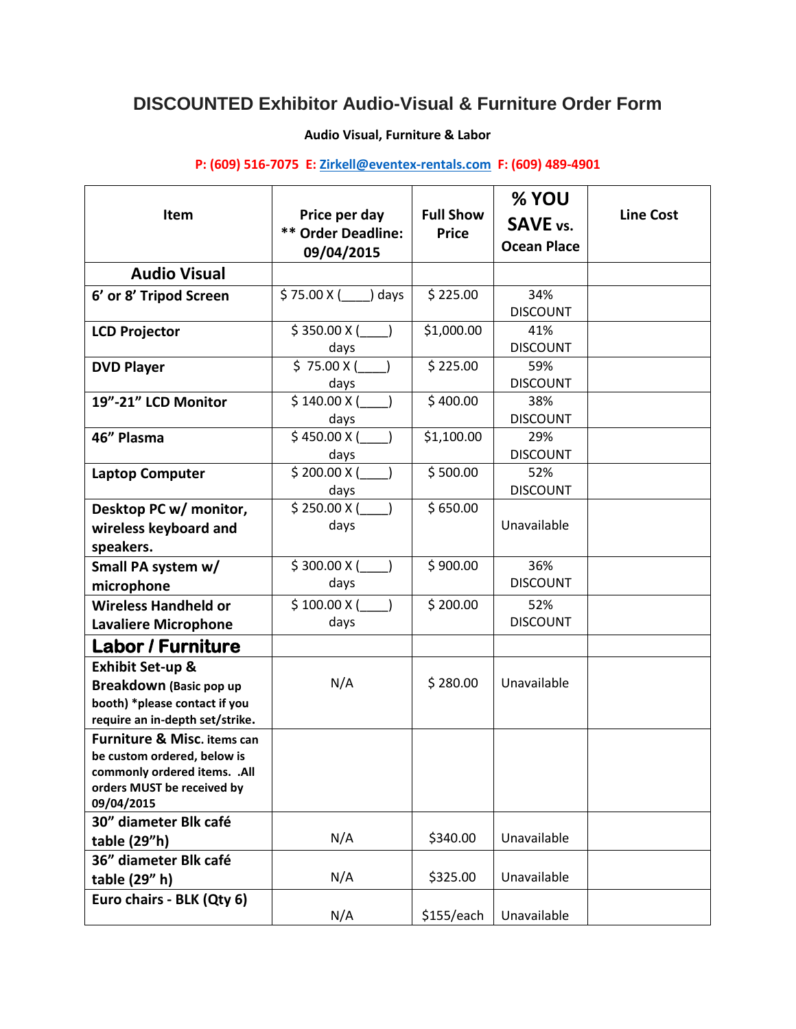# DISCOUNTED Exhibitor Audio-Visual & Furniture Order Form

**Audio Visual, Furniture & Labor**

**P: (609) 516-7075 E: Zirkell@eventex-rentals.com F: (609) 489-4901**

| Item | Price per day ** Order Deadline: 09/04/2015 | Full Show Price | % YOU SAVE vs. Ocean Place | Line Cost |
|---|---|---|---|---|
| **Audio Visual** | | | | |
| **6' or 8' Tripod Screen** | $ 75.00 X (____) days | $ 225.00 | 34% DISCOUNT | |
| **LCD Projector** | $ 350.00 X (____) days | $1,000.00 | 41% DISCOUNT | |
| **DVD Player** | $ 75.00 X (____) days | $ 225.00 | 59% DISCOUNT | |
| **19"-21" LCD Monitor** | $ 140.00 X (____) days | $ 400.00 | 38% DISCOUNT | |
| **46" Plasma** | $ 450.00 X (____) days | $1,100.00 | 29% DISCOUNT | |
| **Laptop Computer** | $ 200.00 X (____) days | $ 500.00 | 52% DISCOUNT | |
| **Desktop PC w/ monitor, wireless keyboard and speakers.** | $ 250.00 X (____) days | $ 650.00 | Unavailable | |
| **Small PA system w/ microphone** | $ 300.00 X (____) days | $ 900.00 | 36% DISCOUNT | |
| **Wireless Handheld or Lavaliere Microphone** | $ 100.00 X (____) days | $ 200.00 | 52% DISCOUNT | |
| **Labor / Furniture** | | | | |
| **Exhibit Set-up & Breakdown (Basic pop up booth) *please contact if you require an in-depth set/strike.** | N/A | $ 280.00 | Unavailable | |
| **Furniture & Misc. items can be custom ordered, below is commonly ordered items. .All orders MUST be received by 09/04/2015** | | | | |
| **30" diameter Blk café table (29"h)** | N/A | $340.00 | Unavailable | |
| **36" diameter Blk café table (29" h)** | N/A | $325.00 | Unavailable | |
| **Euro chairs - BLK (Qty 6)** | N/A | $155/each | Unavailable | |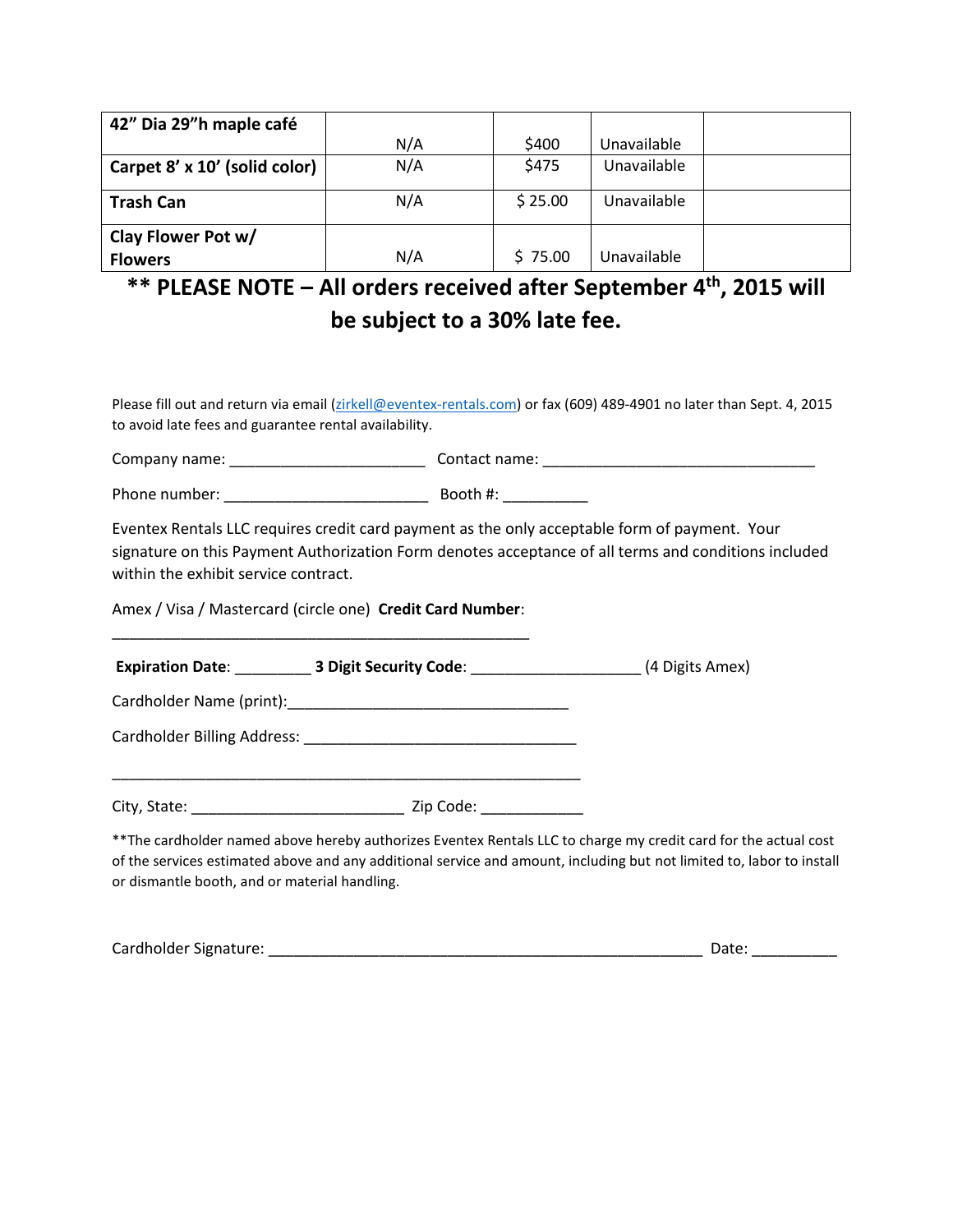| | | | | |
|---|---|---|---|---|
| **42" Dia 29"h maple café** | N/A | $400 | Unavailable | |
| **Carpet 8' x 10' (solid color)** | N/A | $475 | Unavailable | |
| **Trash Can** | N/A | $ 25.00 | Unavailable | |
| **Clay Flower Pot w/ Flowers** | N/A | $ 75.00 | Unavailable | |

## ** PLEASE NOTE – All orders received after September 4th, 2015 will be subject to a 30% late fee.

Please fill out and return via email (zirkell@eventex-rentals.com) or fax (609) 489-4901 no later than Sept. 4, 2015 to avoid late fees and guarantee rental availability.

Company name: _______________________ Contact name: ________________________________

Phone number: ________________________ Booth #: __________

Eventex Rentals LLC requires credit card payment as the only acceptable form of payment. Your signature on this Payment Authorization Form denotes acceptance of all terms and conditions included within the exhibit service contract.

Amex / Visa / Mastercard (circle one) **Credit Card Number**:

_________________________________________________

**Expiration Date**: _________ **3 Digit Security Code**: ____________________ (4 Digits Amex)

Cardholder Name (print):________________________________

Cardholder Billing Address: ________________________________

_______________________________________________________

City, State: ________________________ Zip Code: ____________

**The cardholder named above hereby authorizes Eventex Rentals LLC to charge my credit card for the actual cost of the services estimated above and any additional service and amount, including but not limited to, labor to install or dismantle booth, and or material handling.

Cardholder Signature: ___________________________________________________ Date: __________